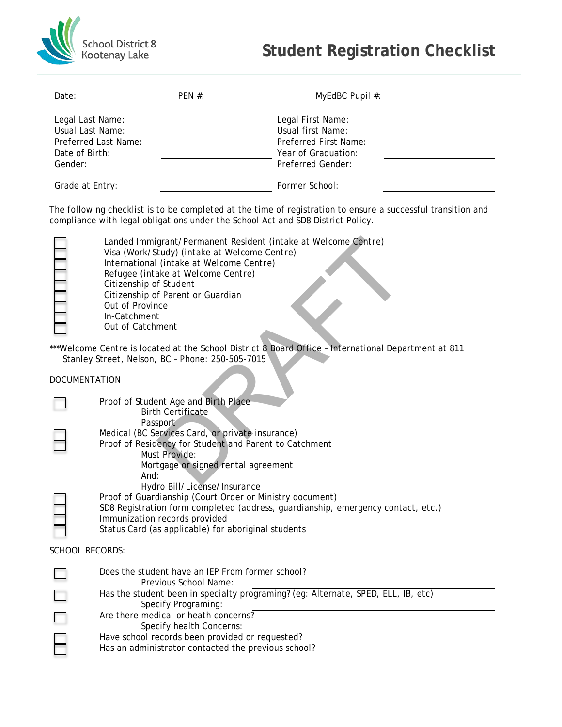School District 8 Kootenay Lake

# Student Registration Checklist

Date: ______________ PEN #: ______________ MyEdBC Pupil #: ______________

Legal Last Name: ______________ Legal First Name: ______________
Usual Last Name: ______________ Usual first Name: ______________
Preferred Last Name: ______________ Preferred First Name: ______________
Date of Birth: ______________ Year of Graduation: ______________
Gender: ______________ Preferred Gender: ______________

Grade at Entry: ______________ Former School: ______________

The following checklist is to be completed at the time of registration to ensure a successful transition and compliance with legal obligations under the School Act and SD8 District Policy.

- ☐ Landed Immigrant/Permanent Resident (intake at Welcome Centre)
- ☐ Visa (Work/Study) (intake at Welcome Centre)
- ☐ International (intake at Welcome Centre)
- ☐ Refugee (intake at Welcome Centre)
- ☐ Citizenship of Student
- ☐ Citizenship of Parent or Guardian
- ☐ Out of Province
- ☐ In-Catchment
- ☐ Out of Catchment

***Welcome Centre is located at the School District 8 Board Office – International Department at 811 Stanley Street, Nelson, BC – Phone: 250-505-7015

DOCUMENTATION

- ☐ Proof of Student Age and Birth Place
  - Birth Certificate
  - Passport
- ☐ Medical (BC Services Card, or private insurance)
- ☐ Proof of Residency for Student and Parent to Catchment
  - Must Provide:
  - Mortgage or signed rental agreement
  - And:
  - Hydro Bill/License/Insurance
- ☐ Proof of Guardianship (Court Order or Ministry document)
- ☐ SD8 Registration form completed (address, guardianship, emergency contact, etc.)
- ☐ Immunization records provided
- ☐ Status Card (as applicable) for aboriginal students

SCHOOL RECORDS:

- ☐ Does the student have an IEP From former school?
  - Previous School Name: ______________
- ☐ Has the student been in specialty programing? (eg: Alternate, SPED, ELL, IB, etc)
  - Specify Programing: ______________
- ☐ Are there medical or heath concerns?
  - Specify health Concerns: ______________
- ☐ Have school records been provided or requested?
- ☐ Has an administrator contacted the previous school?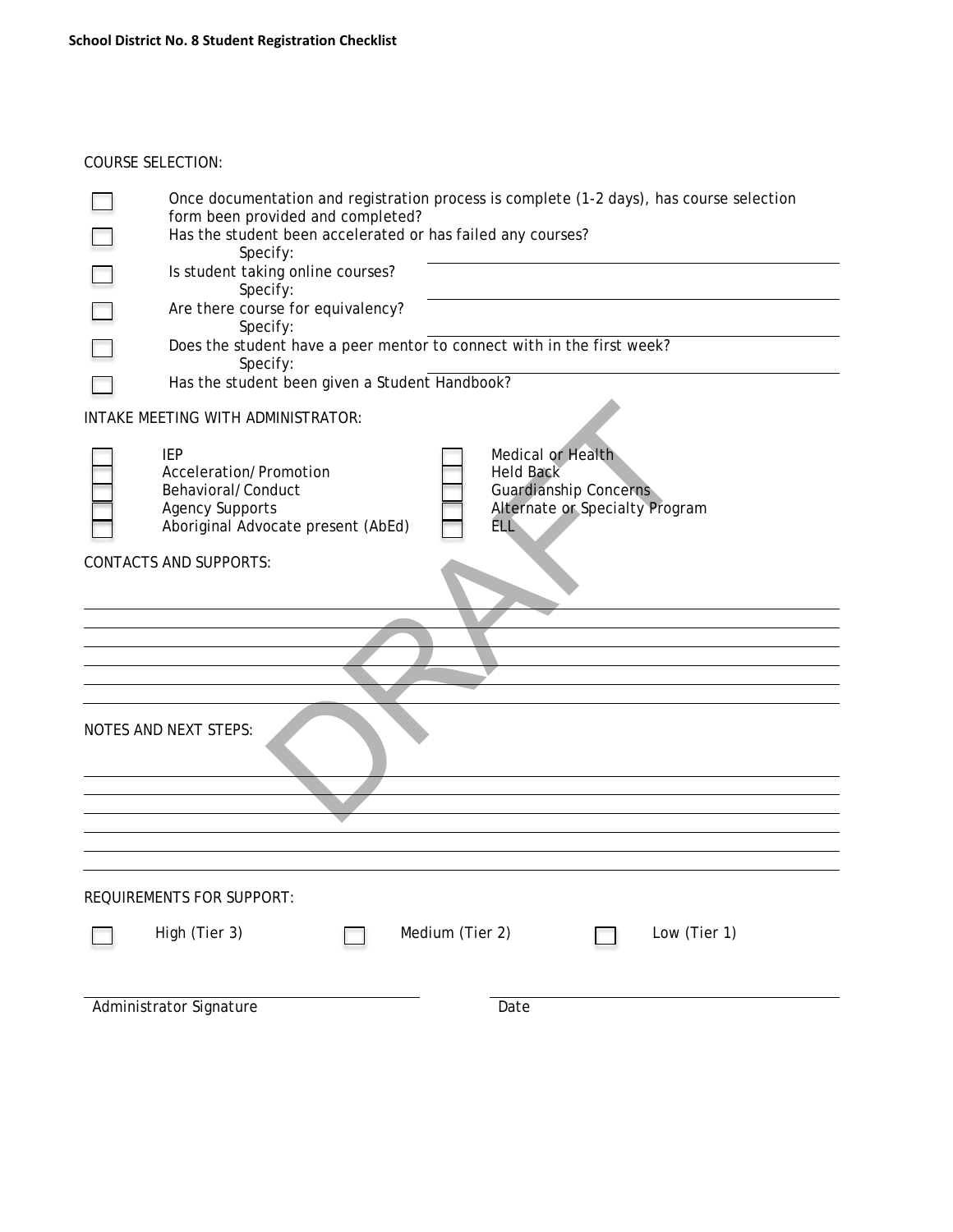COURSE SELECTION:

- [ ] Once documentation and registration process is complete (1-2 days), has course selection form been provided and completed?
- [ ] Has the student been accelerated or has failed any courses?
  Specify: \_\_\_\_\_\_\_\_\_\_\_\_\_\_\_\_\_\_\_\_
- [ ] Is student taking online courses?
  Specify: \_\_\_\_\_\_\_\_\_\_\_\_\_\_\_\_\_\_\_\_
- [ ] Are there course for equivalency?
  Specify: \_\_\_\_\_\_\_\_\_\_\_\_\_\_\_\_\_\_\_\_
- [ ] Does the student have a peer mentor to connect with in the first week?
  Specify: \_\_\_\_\_\_\_\_\_\_\_\_\_\_\_\_\_\_\_\_
- [ ] Has the student been given a Student Handbook?

INTAKE MEETING WITH ADMINISTRATOR:

- [ ] IEP
- [ ] Acceleration/Promotion
- [ ] Behavioral/Conduct
- [ ] Agency Supports
- [ ] Aboriginal Advocate present (AbEd)
- [ ] Medical or Health
- [ ] Held Back
- [ ] Guardianship Concerns
- [ ] Alternate or Specialty Program
- [ ] ELL

CONTACTS AND SUPPORTS:

\_\_\_\_\_\_\_\_\_\_\_\_\_\_\_\_\_\_\_\_\_\_\_\_\_\_\_\_\_\_\_\_\_\_\_\_\_\_\_\_

\_\_\_\_\_\_\_\_\_\_\_\_\_\_\_\_\_\_\_\_\_\_\_\_\_\_\_\_\_\_\_\_\_\_\_\_\_\_\_\_

\_\_\_\_\_\_\_\_\_\_\_\_\_\_\_\_\_\_\_\_\_\_\_\_\_\_\_\_\_\_\_\_\_\_\_\_\_\_\_\_

\_\_\_\_\_\_\_\_\_\_\_\_\_\_\_\_\_\_\_\_\_\_\_\_\_\_\_\_\_\_\_\_\_\_\_\_\_\_\_\_

\_\_\_\_\_\_\_\_\_\_\_\_\_\_\_\_\_\_\_\_\_\_\_\_\_\_\_\_\_\_\_\_\_\_\_\_\_\_\_\_

\_\_\_\_\_\_\_\_\_\_\_\_\_\_\_\_\_\_\_\_\_\_\_\_\_\_\_\_\_\_\_\_\_\_\_\_\_\_\_\_

NOTES AND NEXT STEPS:

\_\_\_\_\_\_\_\_\_\_\_\_\_\_\_\_\_\_\_\_\_\_\_\_\_\_\_\_\_\_\_\_\_\_\_\_\_\_\_\_

\_\_\_\_\_\_\_\_\_\_\_\_\_\_\_\_\_\_\_\_\_\_\_\_\_\_\_\_\_\_\_\_\_\_\_\_\_\_\_\_

\_\_\_\_\_\_\_\_\_\_\_\_\_\_\_\_\_\_\_\_\_\_\_\_\_\_\_\_\_\_\_\_\_\_\_\_\_\_\_\_

\_\_\_\_\_\_\_\_\_\_\_\_\_\_\_\_\_\_\_\_\_\_\_\_\_\_\_\_\_\_\_\_\_\_\_\_\_\_\_\_

\_\_\_\_\_\_\_\_\_\_\_\_\_\_\_\_\_\_\_\_\_\_\_\_\_\_\_\_\_\_\_\_\_\_\_\_\_\_\_\_

\_\_\_\_\_\_\_\_\_\_\_\_\_\_\_\_\_\_\_\_\_\_\_\_\_\_\_\_\_\_\_\_\_\_\_\_\_\_\_\_

REQUIREMENTS FOR SUPPORT:

- [ ] High (Tier 3)
- [ ] Medium (Tier 2)
- [ ] Low (Tier 1)

\_\_\_\_\_\_\_\_\_\_\_\_\_\_\_\_\_\_\_\_\_\_\_\_\_\_
Administrator Signature

\_\_\_\_\_\_\_\_\_\_\_\_\_\_\_\_\_\_\_\_\_\_\_\_\_\_
Date

DRAFT